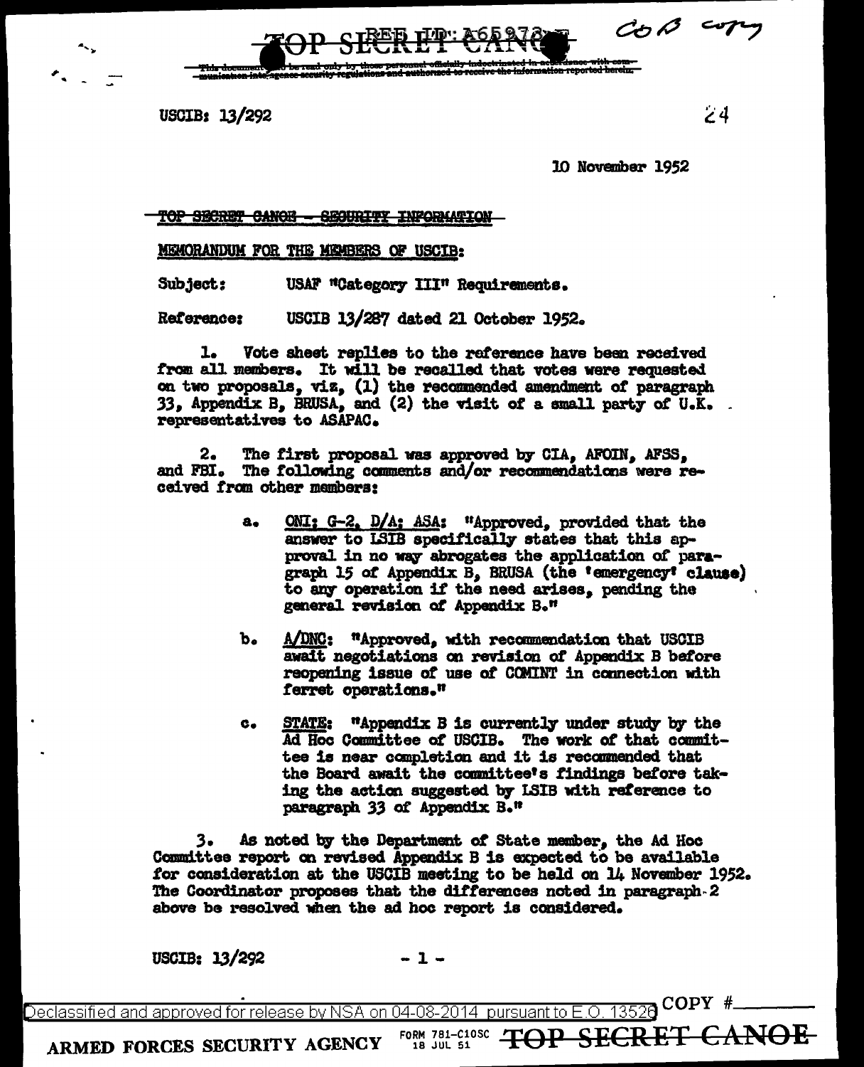TOP SECRET CANOE

USCIB: 13/292

10 November 1952

TOP SECRET CANOE - SECURITY INFORMATION

MEMORANDUM FOR THE MEMBERS OF USCIB:

Subject: USAF "Category III" Requirements.

Reference: USCIB 13/287 dated 21 October 1952.

1. Vote sheet replies to the reference have been received from all members. It will be recalled that votes were requested on two proposals, viz, (1) the recommended amendment of paragraph 33, Appendix B, BRUSA, and (2) the visit of a small party of U.K. representatives to ASAPAC.

2. The first proposal was approved by CIA, AFOIN, AFSS, and FBI. The following comments and/or recommendations were received from other members:

a. ONI; G-2, D/A; ASA: "Approved, provided that the answer to LSIB specifically states that this approval in no way abrogates the application of paragraph 15 of Appendix B, BRUSA (the 'emergency' clause) to any operation if the need arises, pending the general revision of Appendix B."

b. A/DNC: "Approved, with recommendation that USCIB await negotiations on revision of Appendix B before reopening issue of use of COMINT in connection with ferret operations."

c. STATE: "Appendix B is currently under study by the Ad Hoc Committee of USCIB. The work of that committee is near completion and it is recommended that the Board await the committee's findings before taking the action suggested by LSIB with reference to paragraph 33 of Appendix B."

3. As noted by the Department of State member, the Ad Hoc Committee report on revised Appendix B is expected to be available for consideration at the USCIB meeting to be held on 14 November 1952. The Coordinator proposes that the differences noted in paragraph 2 above be resolved when the ad hoc report is considered.

USCIB: 13/292

Declassified and approved for release by NSA on 04-08-2014 pursuant to E.O. 13526

ARMED FORCES SECURITY AGENCY FORM 781-C10SC 18 JUL 51 TOP SECRET CANOE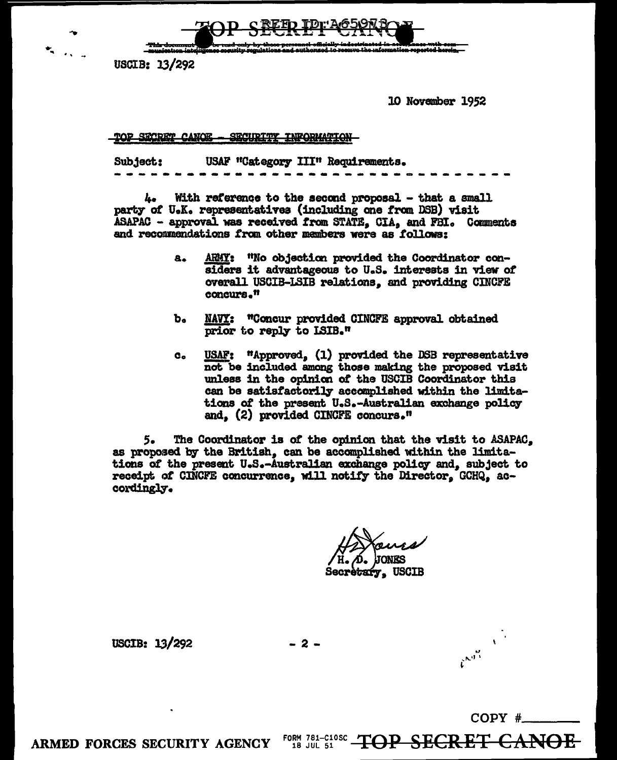TOP SECRET CANOE

This document is to be read only by those personnel officially indoctrinated in accordance with communication intelligence security regulations and authorized to receive the information reported herein.

USCIB: 13/292

10 November 1952

TOP SECRET CANOE - SECURITY INFORMATION

Subject: USAF "Category III" Requirements.

4. With reference to the second proposal - that a small party of U.K. representatives (including one from DSB) visit ASAPAC - approval was received from STATE, CIA, and FBI. Comments and recommendations from other members were as follows:

a. ARMY: "No objection provided the Coordinator considers it advantageous to U.S. interests in view of overall USCIB-LSIB relations, and providing CINCFE concurs."

b. NAVY: "Concur provided CINCFE approval obtained prior to reply to LSIB."

c. USAF: "Approved, (1) provided the DSB representative not be included among those making the proposed visit unless in the opinion of the USCIB Coordinator this can be satisfactorily accomplished within the limitations of the present U.S.-Australian exchange policy and, (2) provided CINCFE concurs."

5. The Coordinator is of the opinion that the visit to ASAPAC, as proposed by the British, can be accomplished within the limitations of the present U.S.-Australian exchange policy and, subject to receipt of CINCFE concurrence, will notify the Director, GCHQ, accordingly.

H. D. JONES
Secretary, USCIB

USCIB: 13/292

COPY #\_\_\_\_\_\_\_\_

ARMED FORCES SECURITY AGENCY FORM 781-C10SC 18 JUL 51 TOP SECRET CANOE